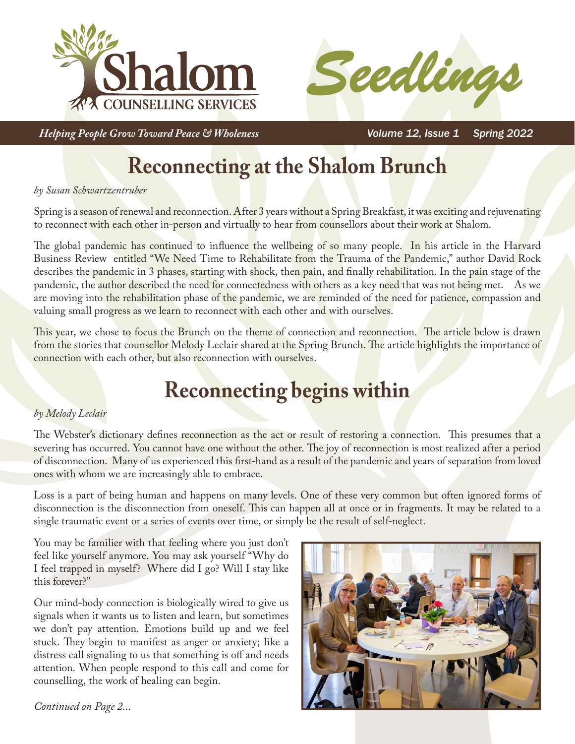# Shalom Counselling Services — *Seedlings*

*Helping People Grow Toward Peace & Wholeness*

Volume 12, Issue 1 Spring 2022

## Reconnecting at the Shalom Brunch

*by Susan Schwartzentruber*

Spring is a season of renewal and reconnection. After 3 years without a Spring Breakfast, it was exciting and rejuvenating to reconnect with each other in-person and virtually to hear from counsellors about their work at Shalom.

The global pandemic has continued to influence the wellbeing of so many people. In his article in the Harvard Business Review entitled "We Need Time to Rehabilitate from the Trauma of the Pandemic," author David Rock describes the pandemic in 3 phases, starting with shock, then pain, and finally rehabilitation. In the pain stage of the pandemic, the author described the need for connectedness with others as a key need that was not being met. As we are moving into the rehabilitation phase of the pandemic, we are reminded of the need for patience, compassion and valuing small progress as we learn to reconnect with each other and with ourselves.

This year, we chose to focus the Brunch on the theme of connection and reconnection. The article below is drawn from the stories that counsellor Melody Leclair shared at the Spring Brunch. The article highlights the importance of connection with each other, but also reconnection with ourselves.

## Reconnecting begins within

*by Melody Leclair*

The Webster's dictionary defines reconnection as the act or result of restoring a connection. This presumes that a severing has occurred. You cannot have one without the other. The joy of reconnection is most realized after a period of disconnection. Many of us experienced this first-hand as a result of the pandemic and years of separation from loved ones with whom we are increasingly able to embrace.

Loss is a part of being human and happens on many levels. One of these very common but often ignored forms of disconnection is the disconnection from oneself. This can happen all at once or in fragments. It may be related to a single traumatic event or a series of events over time, or simply be the result of self-neglect.

You may be familier with that feeling where you just don't feel like yourself anymore. You may ask yourself "Why do I feel trapped in myself? Where did I go? Will I stay like this forever?"

Our mind-body connection is biologically wired to give us signals when it wants us to listen and learn, but sometimes we don't pay attention. Emotions build up and we feel stuck. They begin to manifest as anger or anxiety; like a distress call signaling to us that something is off and needs attention. When people respond to this call and come for counselling, the work of healing can begin.

*Continued on Page 2...*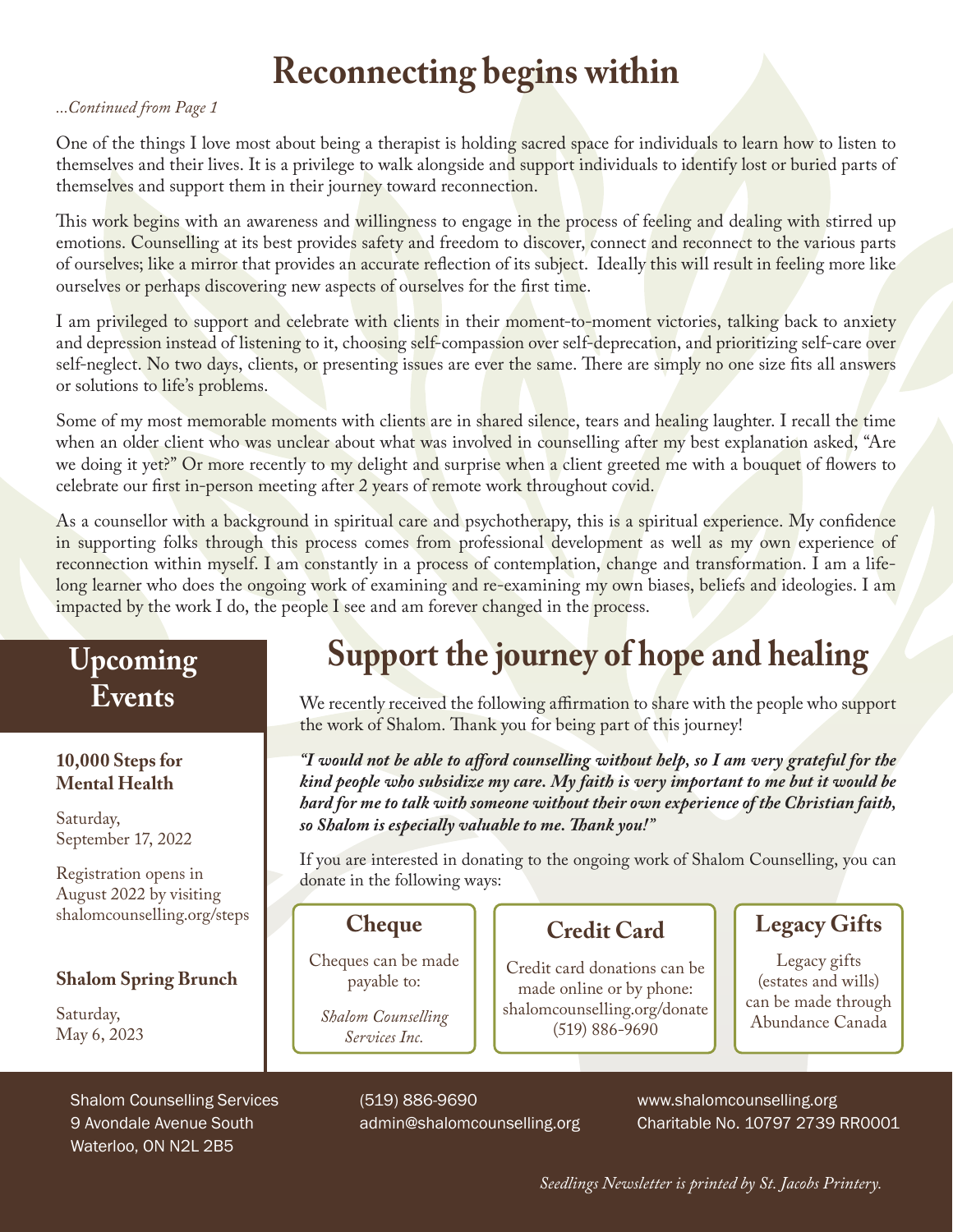# Reconnecting begins within

*...Continued from Page 1*

One of the things I love most about being a therapist is holding sacred space for individuals to learn how to listen to themselves and their lives. It is a privilege to walk alongside and support individuals to identify lost or buried parts of themselves and support them in their journey toward reconnection.

This work begins with an awareness and willingness to engage in the process of feeling and dealing with stirred up emotions. Counselling at its best provides safety and freedom to discover, connect and reconnect to the various parts of ourselves; like a mirror that provides an accurate reflection of its subject. Ideally this will result in feeling more like ourselves or perhaps discovering new aspects of ourselves for the first time.

I am privileged to support and celebrate with clients in their moment-to-moment victories, talking back to anxiety and depression instead of listening to it, choosing self-compassion over self-deprecation, and prioritizing self-care over self-neglect. No two days, clients, or presenting issues are ever the same. There are simply no one size fits all answers or solutions to life's problems.

Some of my most memorable moments with clients are in shared silence, tears and healing laughter. I recall the time when an older client who was unclear about what was involved in counselling after my best explanation asked, "Are we doing it yet?" Or more recently to my delight and surprise when a client greeted me with a bouquet of flowers to celebrate our first in-person meeting after 2 years of remote work throughout covid.

As a counsellor with a background in spiritual care and psychotherapy, this is a spiritual experience. My confidence in supporting folks through this process comes from professional development as well as my own experience of reconnection within myself. I am constantly in a process of contemplation, change and transformation. I am a life-long learner who does the ongoing work of examining and re-examining my own biases, beliefs and ideologies. I am impacted by the work I do, the people I see and am forever changed in the process.

## Upcoming Events

**10,000 Steps for Mental Health**

Saturday,
September 17, 2022

Registration opens in August 2022 by visiting shalomcounselling.org/steps

**Shalom Spring Brunch**

Saturday,
May 6, 2023

# Support the journey of hope and healing

We recently received the following affirmation to share with the people who support the work of Shalom. Thank you for being part of this journey!

***"I would not be able to afford counselling without help, so I am very grateful for the kind people who subsidize my care. My faith is very important to me but it would be hard for me to talk with someone without their own experience of the Christian faith, so Shalom is especially valuable to me. Thank you!"***

If you are interested in donating to the ongoing work of Shalom Counselling, you can donate in the following ways:

### Cheque

Cheques can be made payable to:

*Shalom Counselling Services Inc.*

### Credit Card

Credit card donations can be made online or by phone:
shalomcounselling.org/donate
(519) 886-9690

### Legacy Gifts

Legacy gifts (estates and wills) can be made through Abundance Canada

Shalom Counselling Services
9 Avondale Avenue South
Waterloo, ON N2L 2B5

(519) 886-9690
admin@shalomcounselling.org

www.shalomcounselling.org
Charitable No. 10797 2739 RR0001

*Seedlings Newsletter is printed by St. Jacobs Printery.*